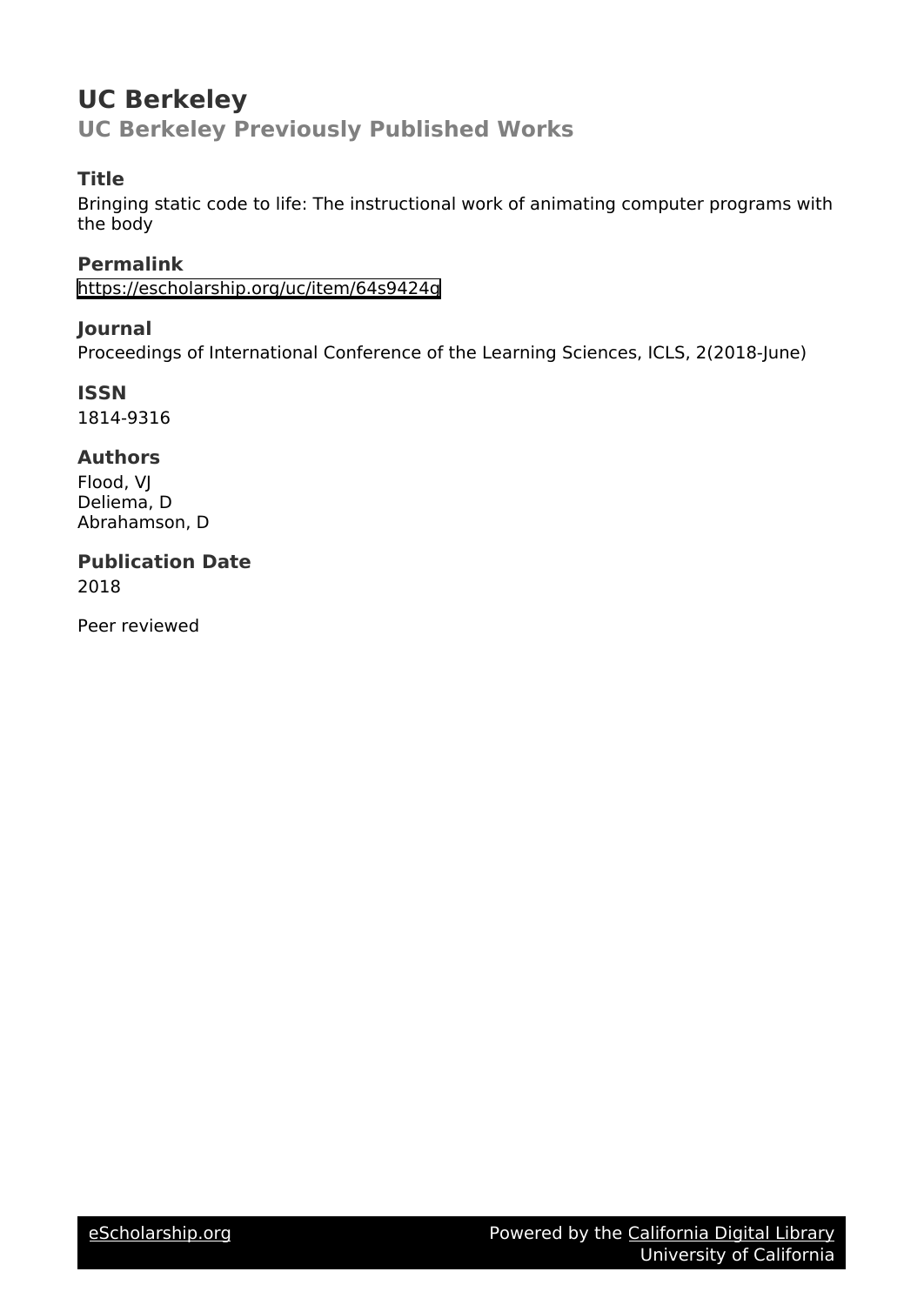# UC Berkeley

## UC Berkeley Previously Published Works

### Title

Bringing static code to life: The instructional work of animating computer programs with the body

### Permalink

https://escholarship.org/uc/item/64s9424q

### Journal

Proceedings of International Conference of the Learning Sciences, ICLS, 2(2018-June)

### ISSN

1814-9316

### Authors

Flood, VJ
Deliema, D
Abrahamson, D

### Publication Date

2018

Peer reviewed

eScholarship.org

Powered by the California Digital Library
University of California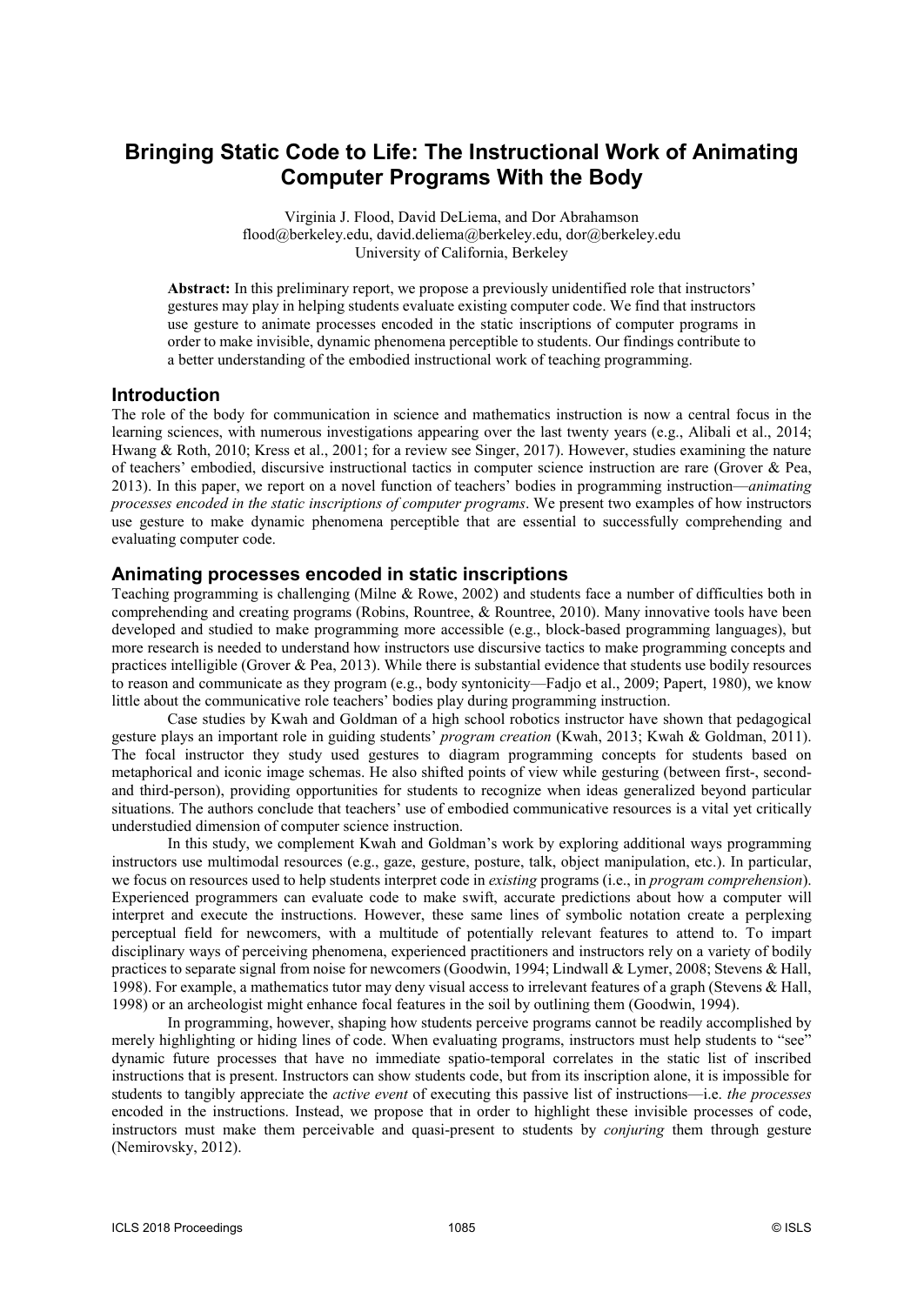# Bringing Static Code to Life: The Instructional Work of Animating Computer Programs With the Body

Virginia J. Flood, David DeLiema, and Dor Abrahamson
flood@berkeley.edu, david.deliema@berkeley.edu, dor@berkeley.edu
University of California, Berkeley

**Abstract:** In this preliminary report, we propose a previously unidentified role that instructors' gestures may play in helping students evaluate existing computer code. We find that instructors use gesture to animate processes encoded in the static inscriptions of computer programs in order to make invisible, dynamic phenomena perceptible to students. Our findings contribute to a better understanding of the embodied instructional work of teaching programming.

## Introduction

The role of the body for communication in science and mathematics instruction is now a central focus in the learning sciences, with numerous investigations appearing over the last twenty years (e.g., Alibali et al., 2014; Hwang & Roth, 2010; Kress et al., 2001; for a review see Singer, 2017). However, studies examining the nature of teachers' embodied, discursive instructional tactics in computer science instruction are rare (Grover & Pea, 2013). In this paper, we report on a novel function of teachers' bodies in programming instruction—*animating processes encoded in the static inscriptions of computer programs*. We present two examples of how instructors use gesture to make dynamic phenomena perceptible that are essential to successfully comprehending and evaluating computer code.

## Animating processes encoded in static inscriptions

Teaching programming is challenging (Milne & Rowe, 2002) and students face a number of difficulties both in comprehending and creating programs (Robins, Rountree, & Rountree, 2010). Many innovative tools have been developed and studied to make programming more accessible (e.g., block-based programming languages), but more research is needed to understand how instructors use discursive tactics to make programming concepts and practices intelligible (Grover & Pea, 2013). While there is substantial evidence that students use bodily resources to reason and communicate as they program (e.g., body syntonicity—Fadjo et al., 2009; Papert, 1980), we know little about the communicative role teachers' bodies play during programming instruction.

Case studies by Kwah and Goldman of a high school robotics instructor have shown that pedagogical gesture plays an important role in guiding students' *program creation* (Kwah, 2013; Kwah & Goldman, 2011). The focal instructor they study used gestures to diagram programming concepts for students based on metaphorical and iconic image schemas. He also shifted points of view while gesturing (between first-, second- and third-person), providing opportunities for students to recognize when ideas generalized beyond particular situations. The authors conclude that teachers' use of embodied communicative resources is a vital yet critically understudied dimension of computer science instruction.

In this study, we complement Kwah and Goldman's work by exploring additional ways programming instructors use multimodal resources (e.g., gaze, gesture, posture, talk, object manipulation, etc.). In particular, we focus on resources used to help students interpret code in *existing* programs (i.e., in *program comprehension*). Experienced programmers can evaluate code to make swift, accurate predictions about how a computer will interpret and execute the instructions. However, these same lines of symbolic notation create a perplexing perceptual field for newcomers, with a multitude of potentially relevant features to attend to. To impart disciplinary ways of perceiving phenomena, experienced practitioners and instructors rely on a variety of bodily practices to separate signal from noise for newcomers (Goodwin, 1994; Lindwall & Lymer, 2008; Stevens & Hall, 1998). For example, a mathematics tutor may deny visual access to irrelevant features of a graph (Stevens & Hall, 1998) or an archeologist might enhance focal features in the soil by outlining them (Goodwin, 1994).

In programming, however, shaping how students perceive programs cannot be readily accomplished by merely highlighting or hiding lines of code. When evaluating programs, instructors must help students to "see" dynamic future processes that have no immediate spatio-temporal correlates in the static list of inscribed instructions that is present. Instructors can show students code, but from its inscription alone, it is impossible for students to tangibly appreciate the *active event* of executing this passive list of instructions—i.e. *the processes* encoded in the instructions. Instead, we propose that in order to highlight these invisible processes of code, instructors must make them perceivable and quasi-present to students by *conjuring* them through gesture (Nemirovsky, 2012).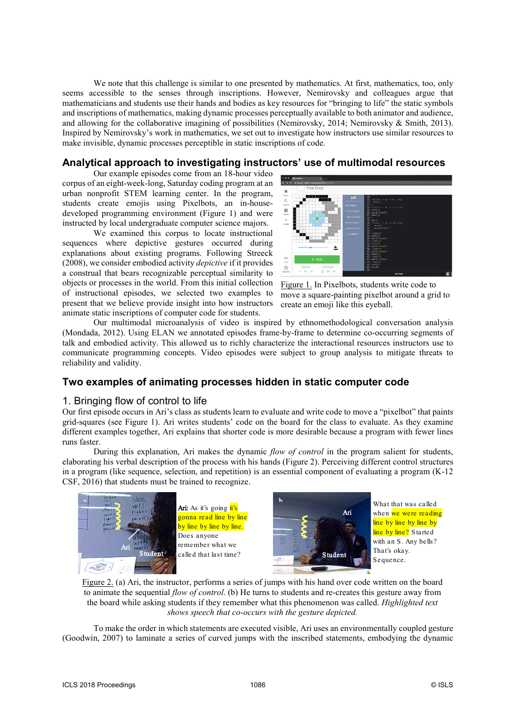We note that this challenge is similar to one presented by mathematics. At first, mathematics, too, only seems accessible to the senses through inscriptions. However, Nemirovsky and colleagues argue that mathematicians and students use their hands and bodies as key resources for "bringing to life" the static symbols and inscriptions of mathematics, making dynamic processes perceptually available to both animator and audience, and allowing for the collaborative imagining of possibilities (Nemirovsky, 2014; Nemirovsky & Smith, 2013). Inspired by Nemirovsky's work in mathematics, we set out to investigate how instructors use similar resources to make invisible, dynamic processes perceptible in static inscriptions of code.

## Analytical approach to investigating instructors' use of multimodal resources

Our example episodes come from an 18-hour video corpus of an eight-week-long, Saturday coding program at an urban nonprofit STEM learning center. In the program, students create emojis using Pixelbots, an in-house-developed programming environment (Figure 1) and were instructed by local undergraduate computer science majors.

We examined this corpus to locate instructional sequences where depictive gestures occurred during explanations about existing programs. Following Streeck (2008), we consider embodied activity *depictive* if it provides a construal that bears recognizable perceptual similarity to objects or processes in the world. From this initial collection of instructional episodes, we selected two examples to present that we believe provide insight into how instructors animate static inscriptions of computer code for students.

Figure 1. In Pixelbots, students write code to move a square-painting pixelbot around a grid to create an emoji like this eyeball.

Our multimodal microanalysis of video is inspired by ethnomethodological conversation analysis (Mondada, 2012). Using ELAN we annotated episodes frame-by-frame to determine co-occurring segments of talk and embodied activity. This allowed us to richly characterize the interactional resources instructors use to communicate programming concepts. Video episodes were subject to group analysis to mitigate threats to reliability and validity.

## Two examples of animating processes hidden in static computer code

### 1. Bringing flow of control to life

Our first episode occurs in Ari's class as students learn to evaluate and write code to move a "pixelbot" that paints grid-squares (see Figure 1). Ari writes students' code on the board for the class to evaluate. As they examine different examples together, Ari explains that shorter code is more desirable because a program with fewer lines runs faster.

During this explanation, Ari makes the dynamic *flow of control* in the program salient for students, elaborating his verbal description of the process with his hands (Figure 2). Perceiving different control structures in a program (like sequence, selection, and repetition) is an essential component of evaluating a program (K-12 CSF, 2016) that students must be trained to recognize.

(a) Ari: As it's going it's gonna read line by line by line by line by line. Does anyone remember what we called that last time?

(b) What that was called when we were reading line by line by line by line by line? Started with an S. Any bells? That's okay. Sequence.

Figure 2. (a) Ari, the instructor, performs a series of jumps with his hand over code written on the board to animate the sequential *flow of control*. (b) He turns to students and re-creates this gesture away from the board while asking students if they remember what this phenomenon was called. *Highlighted text shows speech that co-occurs with the gesture depicted.*

To make the order in which statements are executed visible, Ari uses an environmentally coupled gesture (Goodwin, 2007) to laminate a series of curved jumps with the inscribed statements, embodying the dynamic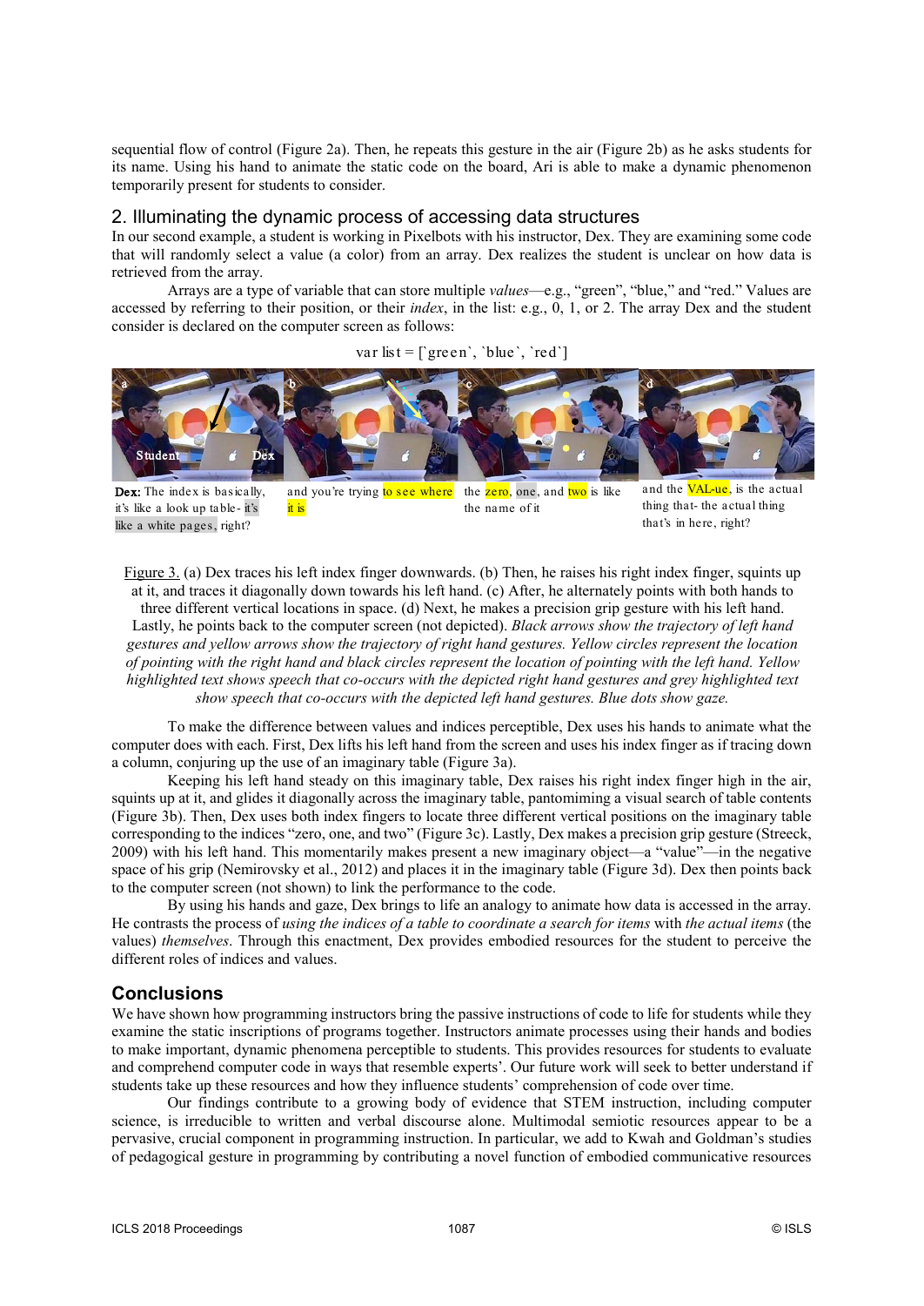sequential flow of control (Figure 2a). Then, he repeats this gesture in the air (Figure 2b) as he asks students for its name. Using his hand to animate the static code on the board, Ari is able to make a dynamic phenomenon temporarily present for students to consider.

## 2. Illuminating the dynamic process of accessing data structures

In our second example, a student is working in Pixelbots with his instructor, Dex. They are examining some code that will randomly select a value (a color) from an array. Dex realizes the student is unclear on how data is retrieved from the array.

Arrays are a type of variable that can store multiple *values*—e.g., "green", "blue," and "red." Values are accessed by referring to their position, or their *index*, in the list: e.g., 0, 1, or 2. The array Dex and the student consider is declared on the computer screen as follows:

```
var list = [`green`, `blue`, `red`]
```

**Dex:** The index is basically, it's like a look up table- it's like a white pages, right?

and you're trying to see where it is

the zero, one, and two is like the name of it

and the VAL-ue, is the actual thing that- the actual thing that's in here, right?

Figure 3. (a) Dex traces his left index finger downwards. (b) Then, he raises his right index finger, squints up at it, and traces it diagonally down towards his left hand. (c) After, he alternately points with both hands to three different vertical locations in space. (d) Next, he makes a precision grip gesture with his left hand. Lastly, he points back to the computer screen (not depicted). *Black arrows show the trajectory of left hand gestures and yellow arrows show the trajectory of right hand gestures. Yellow circles represent the location of pointing with the right hand and black circles represent the location of pointing with the left hand. Yellow highlighted text shows speech that co-occurs with the depicted right hand gestures and grey highlighted text show speech that co-occurs with the depicted left hand gestures. Blue dots show gaze.*

To make the difference between values and indices perceptible, Dex uses his hands to animate what the computer does with each. First, Dex lifts his left hand from the screen and uses his index finger as if tracing down a column, conjuring up the use of an imaginary table (Figure 3a).

Keeping his left hand steady on this imaginary table, Dex raises his right index finger high in the air, squints up at it, and glides it diagonally across the imaginary table, pantomiming a visual search of table contents (Figure 3b). Then, Dex uses both index fingers to locate three different vertical positions on the imaginary table corresponding to the indices "zero, one, and two" (Figure 3c). Lastly, Dex makes a precision grip gesture (Streeck, 2009) with his left hand. This momentarily makes present a new imaginary object—a "value"—in the negative space of his grip (Nemirovsky et al., 2012) and places it in the imaginary table (Figure 3d). Dex then points back to the computer screen (not shown) to link the performance to the code.

By using his hands and gaze, Dex brings to life an analogy to animate how data is accessed in the array. He contrasts the process of *using the indices of a table to coordinate a search for items* with *the actual items* (the values) *themselves*. Through this enactment, Dex provides embodied resources for the student to perceive the different roles of indices and values.

## Conclusions

We have shown how programming instructors bring the passive instructions of code to life for students while they examine the static inscriptions of programs together. Instructors animate processes using their hands and bodies to make important, dynamic phenomena perceptible to students. This provides resources for students to evaluate and comprehend computer code in ways that resemble experts'. Our future work will seek to better understand if students take up these resources and how they influence students' comprehension of code over time.

Our findings contribute to a growing body of evidence that STEM instruction, including computer science, is irreducible to written and verbal discourse alone. Multimodal semiotic resources appear to be a pervasive, crucial component in programming instruction. In particular, we add to Kwah and Goldman's studies of pedagogical gesture in programming by contributing a novel function of embodied communicative resources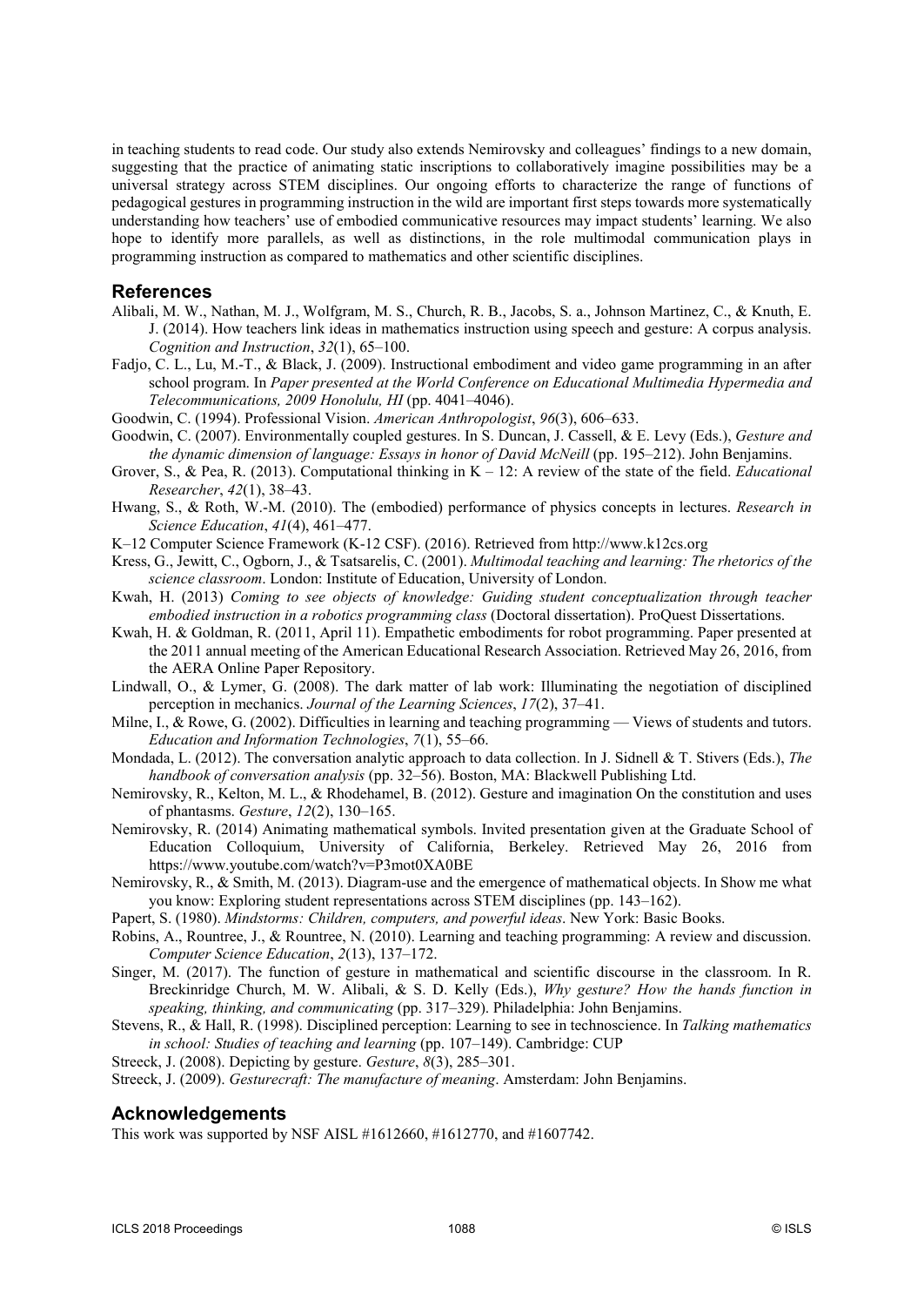in teaching students to read code. Our study also extends Nemirovsky and colleagues' findings to a new domain, suggesting that the practice of animating static inscriptions to collaboratively imagine possibilities may be a universal strategy across STEM disciplines. Our ongoing efforts to characterize the range of functions of pedagogical gestures in programming instruction in the wild are important first steps towards more systematically understanding how teachers' use of embodied communicative resources may impact students' learning. We also hope to identify more parallels, as well as distinctions, in the role multimodal communication plays in programming instruction as compared to mathematics and other scientific disciplines.

## References

Alibali, M. W., Nathan, M. J., Wolfgram, M. S., Church, R. B., Jacobs, S. a., Johnson Martinez, C., & Knuth, E. J. (2014). How teachers link ideas in mathematics instruction using speech and gesture: A corpus analysis. *Cognition and Instruction*, *32*(1), 65–100.

Fadjo, C. L., Lu, M.-T., & Black, J. (2009). Instructional embodiment and video game programming in an after school program. In *Paper presented at the World Conference on Educational Multimedia Hypermedia and Telecommunications, 2009 Honolulu, HI* (pp. 4041–4046).

Goodwin, C. (1994). Professional Vision. *American Anthropologist*, *96*(3), 606–633.

Goodwin, C. (2007). Environmentally coupled gestures. In S. Duncan, J. Cassell, & E. Levy (Eds.), *Gesture and the dynamic dimension of language: Essays in honor of David McNeill* (pp. 195–212). John Benjamins.

Grover, S., & Pea, R. (2013). Computational thinking in K – 12: A review of the state of the field. *Educational Researcher*, *42*(1), 38–43.

Hwang, S., & Roth, W.-M. (2010). The (embodied) performance of physics concepts in lectures. *Research in Science Education*, *41*(4), 461–477.

K–12 Computer Science Framework (K-12 CSF). (2016). Retrieved from http://www.k12cs.org

Kress, G., Jewitt, C., Ogborn, J., & Tsatsarelis, C. (2001). *Multimodal teaching and learning: The rhetorics of the science classroom*. London: Institute of Education, University of London.

Kwah, H. (2013) *Coming to see objects of knowledge: Guiding student conceptualization through teacher embodied instruction in a robotics programming class* (Doctoral dissertation). ProQuest Dissertations.

Kwah, H. & Goldman, R. (2011, April 11). Empathetic embodiments for robot programming. Paper presented at the 2011 annual meeting of the American Educational Research Association. Retrieved May 26, 2016, from the AERA Online Paper Repository.

Lindwall, O., & Lymer, G. (2008). The dark matter of lab work: Illuminating the negotiation of disciplined perception in mechanics. *Journal of the Learning Sciences*, *17*(2), 37–41.

Milne, I., & Rowe, G. (2002). Difficulties in learning and teaching programming — Views of students and tutors. *Education and Information Technologies*, *7*(1), 55–66.

Mondada, L. (2012). The conversation analytic approach to data collection. In J. Sidnell & T. Stivers (Eds.), *The handbook of conversation analysis* (pp. 32–56). Boston, MA: Blackwell Publishing Ltd.

Nemirovsky, R., Kelton, M. L., & Rhodehamel, B. (2012). Gesture and imagination On the constitution and uses of phantasms. *Gesture*, *12*(2), 130–165.

Nemirovsky, R. (2014) Animating mathematical symbols. Invited presentation given at the Graduate School of Education Colloquium, University of California, Berkeley. Retrieved May 26, 2016 from https://www.youtube.com/watch?v=P3mot0XA0BE

Nemirovsky, R., & Smith, M. (2013). Diagram-use and the emergence of mathematical objects. In Show me what you know: Exploring student representations across STEM disciplines (pp. 143–162).

Papert, S. (1980). *Mindstorms: Children, computers, and powerful ideas*. New York: Basic Books.

Robins, A., Rountree, J., & Rountree, N. (2010). Learning and teaching programming: A review and discussion. *Computer Science Education*, *2*(13), 137–172.

Singer, M. (2017). The function of gesture in mathematical and scientific discourse in the classroom. In R. Breckinridge Church, M. W. Alibali, & S. D. Kelly (Eds.), *Why gesture? How the hands function in speaking, thinking, and communicating* (pp. 317–329). Philadelphia: John Benjamins.

Stevens, R., & Hall, R. (1998). Disciplined perception: Learning to see in technoscience. In *Talking mathematics in school: Studies of teaching and learning* (pp. 107–149). Cambridge: CUP

Streeck, J. (2008). Depicting by gesture. *Gesture*, *8*(3), 285–301.

Streeck, J. (2009). *Gesturecraft: The manufacture of meaning*. Amsterdam: John Benjamins.

## Acknowledgements

This work was supported by NSF AISL #1612660, #1612770, and #1607742.